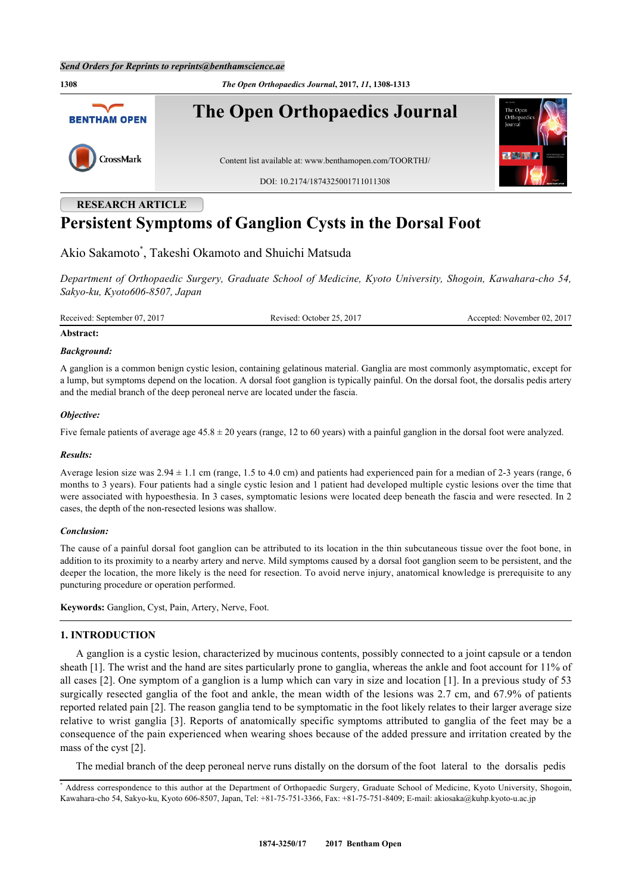**RESEARCH ARTICLE**

# Persistent Symptoms of Ganglion Cysts in the Dorsal Foot

Akio Sakamoto[*], Takeshi Okamoto and Shuichi Matsuda

*Department of Orthopaedic Surgery, Graduate School of Medicine, Kyoto University, Shogoin, Kawahara-cho 54, Sakyo-ku, Kyoto606-8507, Japan*

Received: September 07, 2017 Revised: October 25, 2017 Accepted: November 02, 2017

**Abstract:**

***Background:***

A ganglion is a common benign cystic lesion, containing gelatinous material. Ganglia are most commonly asymptomatic, except for a lump, but symptoms depend on the location. A dorsal foot ganglion is typically painful. On the dorsal foot, the dorsalis pedis artery and the medial branch of the deep peroneal nerve are located under the fascia.

***Objective:***

Five female patients of average age 45.8 ± 20 years (range, 12 to 60 years) with a painful ganglion in the dorsal foot were analyzed.

***Results:***

Average lesion size was 2.94 ± 1.1 cm (range, 1.5 to 4.0 cm) and patients had experienced pain for a median of 2-3 years (range, 6 months to 3 years). Four patients had a single cystic lesion and 1 patient had developed multiple cystic lesions over the time that were associated with hypoesthesia. In 3 cases, symptomatic lesions were located deep beneath the fascia and were resected. In 2 cases, the depth of the non-resected lesions was shallow.

***Conclusion:***

The cause of a painful dorsal foot ganglion can be attributed to its location in the thin subcutaneous tissue over the foot bone, in addition to its proximity to a nearby artery and nerve. Mild symptoms caused by a dorsal foot ganglion seem to be persistent, and the deeper the location, the more likely is the need for resection. To avoid nerve injury, anatomical knowledge is prerequisite to any puncturing procedure or operation performed.

**Keywords:** Ganglion, Cyst, Pain, Artery, Nerve, Foot.

## 1. INTRODUCTION

A ganglion is a cystic lesion, characterized by mucinous contents, possibly connected to a joint capsule or a tendon sheath [1]. The wrist and the hand are sites particularly prone to ganglia, whereas the ankle and foot account for 11% of all cases [2]. One symptom of a ganglion is a lump which can vary in size and location [1]. In a previous study of 53 surgically resected ganglia of the foot and ankle, the mean width of the lesions was 2.7 cm, and 67.9% of patients reported related pain [2]. The reason ganglia tend to be symptomatic in the foot likely relates to their larger average size relative to wrist ganglia [3]. Reports of anatomically specific symptoms attributed to ganglia of the feet may be a consequence of the pain experienced when wearing shoes because of the added pressure and irritation created by the mass of the cyst [2].

The medial branch of the deep peroneal nerve runs distally on the dorsum of the foot lateral to the dorsalis pedis

[*] Address correspondence to this author at the Department of Orthopaedic Surgery, Graduate School of Medicine, Kyoto University, Shogoin, Kawahara-cho 54, Sakyo-ku, Kyoto 606-8507, Japan, Tel: +81-75-751-3366, Fax: +81-75-751-8409; E-mail: akiosaka@kuhp.kyoto-u.ac.jp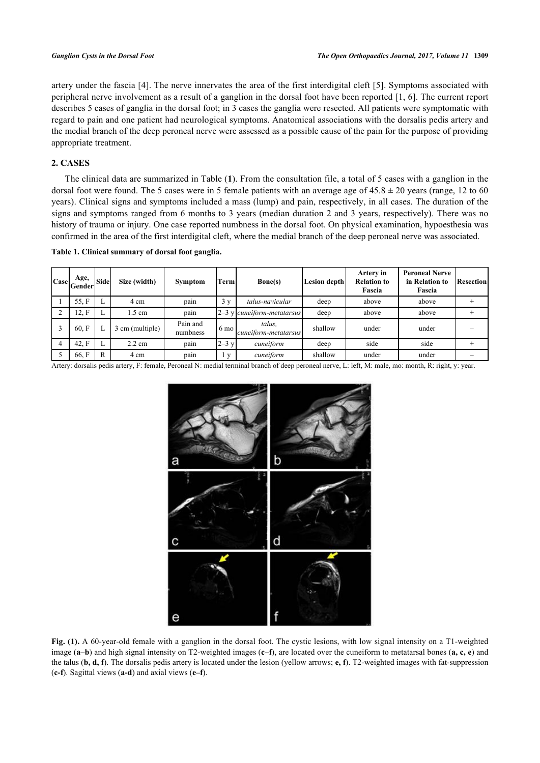artery under the fascia [4]. The nerve innervates the area of the first interdigital cleft [5]. Symptoms associated with peripheral nerve involvement as a result of a ganglion in the dorsal foot have been reported [1, 6]. The current report describes 5 cases of ganglia in the dorsal foot; in 3 cases the ganglia were resected. All patients were symptomatic with regard to pain and one patient had neurological symptoms. Anatomical associations with the dorsalis pedis artery and the medial branch of the deep peroneal nerve were assessed as a possible cause of the pain for the purpose of providing appropriate treatment.

## 2. CASES

The clinical data are summarized in Table (**1**). From the consultation file, a total of 5 cases with a ganglion in the dorsal foot were found. The 5 cases were in 5 female patients with an average age of 45.8 ± 20 years (range, 12 to 60 years). Clinical signs and symptoms included a mass (lump) and pain, respectively, in all cases. The duration of the signs and symptoms ranged from 6 months to 3 years (median duration 2 and 3 years, respectively). There was no history of trauma or injury. One case reported numbness in the dorsal foot. On physical examination, hypoesthesia was confirmed in the area of the first interdigital cleft, where the medial branch of the deep peroneal nerve was associated.

**Table 1. Clinical summary of dorsal foot ganglia.**

| Case | Age, Gender | Side | Size (width) | Symptom | Term | Bone(s) | Lesion depth | Artery in Relation to Fascia | Peroneal Nerve in Relation to Fascia | Resection |
|---|---|---|---|---|---|---|---|---|---|---|
| 1 | 55, F | L | 4 cm | pain | 3 y | *talus-navicular* | deep | above | above | + |
| 2 | 12, F | L | 1.5 cm | pain | 2–3 y | *cuneiform-metatarsus* | deep | above | above | + |
| 3 | 60, F | L | 3 cm (multiple) | Pain and numbness | 6 mo | *talus, cuneiform-metatarsus* | shallow | under | under | – |
| 4 | 42, F | L | 2.2 cm | pain | 2–3 y | *cuneiform* | deep | side | side | + |
| 5 | 66, F | R | 4 cm | pain | 1 y | *cuneiform* | shallow | under | under | – |

Artery: dorsalis pedis artery, F: female, Peroneal N: medial terminal branch of deep peroneal nerve, L: left, M: male, mo: month, R: right, y: year.

**Fig. (1).** A 60-year-old female with a ganglion in the dorsal foot. The cystic lesions, with low signal intensity on a T1-weighted image (**a–b**) and high signal intensity on T2-weighted images (**c–f**), are located over the cuneiform to metatarsal bones (**a, c, e**) and the talus (**b, d, f**). The dorsalis pedis artery is located under the lesion (yellow arrows; **e, f**). T2-weighted images with fat-suppression (**c-f**). Sagittal views (**a-d**) and axial views (**e–f**).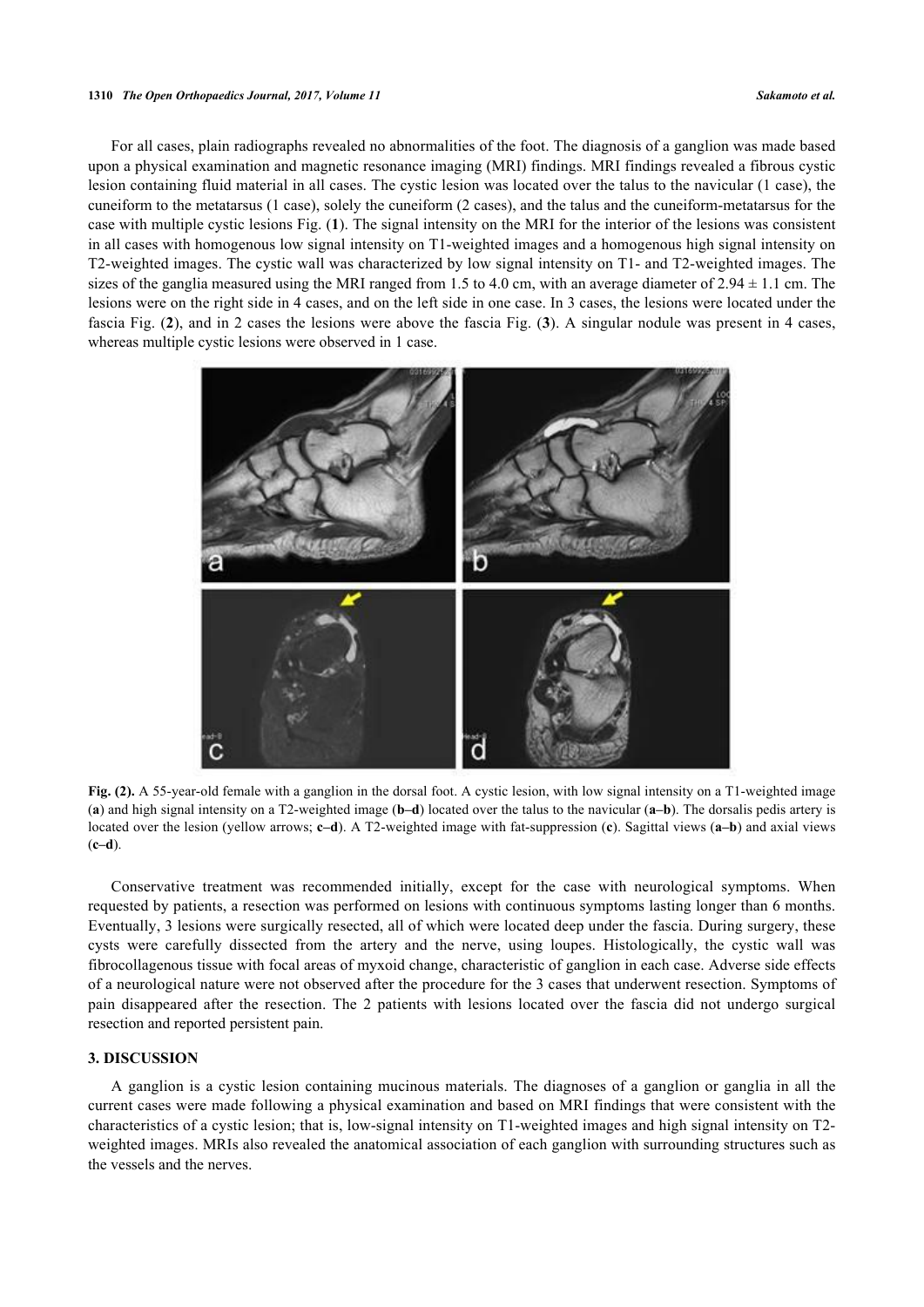For all cases, plain radiographs revealed no abnormalities of the foot. The diagnosis of a ganglion was made based upon a physical examination and magnetic resonance imaging (MRI) findings. MRI findings revealed a fibrous cystic lesion containing fluid material in all cases. The cystic lesion was located over the talus to the navicular (1 case), the cuneiform to the metatarsus (1 case), solely the cuneiform (2 cases), and the talus and the cuneiform-metatarsus for the case with multiple cystic lesions Fig. (**1**). The signal intensity on the MRI for the interior of the lesions was consistent in all cases with homogenous low signal intensity on T1-weighted images and a homogenous high signal intensity on T2-weighted images. The cystic wall was characterized by low signal intensity on T1- and T2-weighted images. The sizes of the ganglia measured using the MRI ranged from 1.5 to 4.0 cm, with an average diameter of 2.94 ± 1.1 cm. The lesions were on the right side in 4 cases, and on the left side in one case. In 3 cases, the lesions were located under the fascia Fig. (**2**), and in 2 cases the lesions were above the fascia Fig. (**3**). A singular nodule was present in 4 cases, whereas multiple cystic lesions were observed in 1 case.

**Fig. (2).** A 55-year-old female with a ganglion in the dorsal foot. A cystic lesion, with low signal intensity on a T1-weighted image (**a**) and high signal intensity on a T2-weighted image (**b–d**) located over the talus to the navicular (**a–b**). The dorsalis pedis artery is located over the lesion (yellow arrows; **c–d**). A T2-weighted image with fat-suppression (**c**). Sagittal views (**a–b**) and axial views (**c–d**).

Conservative treatment was recommended initially, except for the case with neurological symptoms. When requested by patients, a resection was performed on lesions with continuous symptoms lasting longer than 6 months. Eventually, 3 lesions were surgically resected, all of which were located deep under the fascia. During surgery, these cysts were carefully dissected from the artery and the nerve, using loupes. Histologically, the cystic wall was fibrocollagenous tissue with focal areas of myxoid change, characteristic of ganglion in each case. Adverse side effects of a neurological nature were not observed after the procedure for the 3 cases that underwent resection. Symptoms of pain disappeared after the resection. The 2 patients with lesions located over the fascia did not undergo surgical resection and reported persistent pain.

## 3. DISCUSSION

A ganglion is a cystic lesion containing mucinous materials. The diagnoses of a ganglion or ganglia in all the current cases were made following a physical examination and based on MRI findings that were consistent with the characteristics of a cystic lesion; that is, low-signal intensity on T1-weighted images and high signal intensity on T2-weighted images. MRIs also revealed the anatomical association of each ganglion with surrounding structures such as the vessels and the nerves.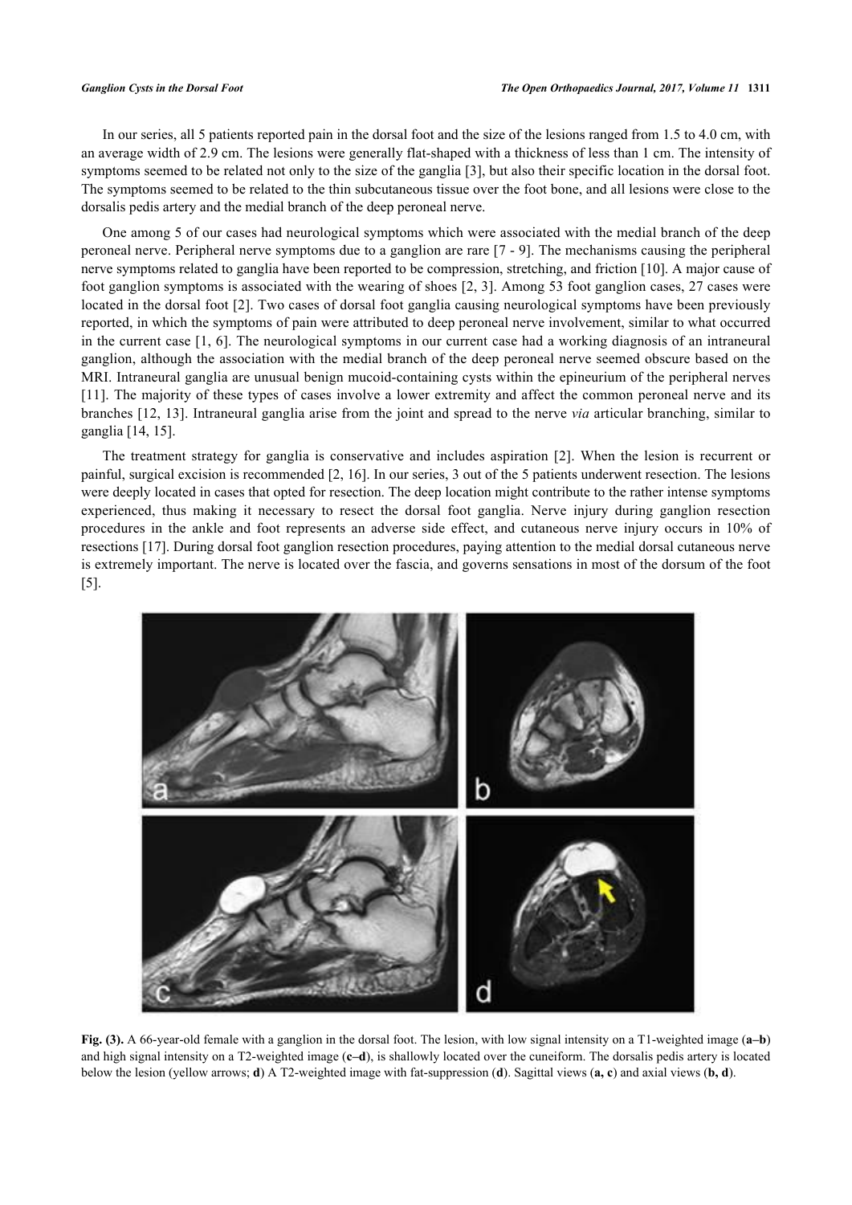In our series, all 5 patients reported pain in the dorsal foot and the size of the lesions ranged from 1.5 to 4.0 cm, with an average width of 2.9 cm. The lesions were generally flat-shaped with a thickness of less than 1 cm. The intensity of symptoms seemed to be related not only to the size of the ganglia [3], but also their specific location in the dorsal foot. The symptoms seemed to be related to the thin subcutaneous tissue over the foot bone, and all lesions were close to the dorsalis pedis artery and the medial branch of the deep peroneal nerve.

One among 5 of our cases had neurological symptoms which were associated with the medial branch of the deep peroneal nerve. Peripheral nerve symptoms due to a ganglion are rare [7 - 9]. The mechanisms causing the peripheral nerve symptoms related to ganglia have been reported to be compression, stretching, and friction [10]. A major cause of foot ganglion symptoms is associated with the wearing of shoes [2, 3]. Among 53 foot ganglion cases, 27 cases were located in the dorsal foot [2]. Two cases of dorsal foot ganglia causing neurological symptoms have been previously reported, in which the symptoms of pain were attributed to deep peroneal nerve involvement, similar to what occurred in the current case [1, 6]. The neurological symptoms in our current case had a working diagnosis of an intraneural ganglion, although the association with the medial branch of the deep peroneal nerve seemed obscure based on the MRI. Intraneural ganglia are unusual benign mucoid-containing cysts within the epineurium of the peripheral nerves [11]. The majority of these types of cases involve a lower extremity and affect the common peroneal nerve and its branches [12, 13]. Intraneural ganglia arise from the joint and spread to the nerve *via* articular branching, similar to ganglia [14, 15].

The treatment strategy for ganglia is conservative and includes aspiration [2]. When the lesion is recurrent or painful, surgical excision is recommended [2, 16]. In our series, 3 out of the 5 patients underwent resection. The lesions were deeply located in cases that opted for resection. The deep location might contribute to the rather intense symptoms experienced, thus making it necessary to resect the dorsal foot ganglia. Nerve injury during ganglion resection procedures in the ankle and foot represents an adverse side effect, and cutaneous nerve injury occurs in 10% of resections [17]. During dorsal foot ganglion resection procedures, paying attention to the medial dorsal cutaneous nerve is extremely important. The nerve is located over the fascia, and governs sensations in most of the dorsum of the foot [5].

**Fig. (3).** A 66-year-old female with a ganglion in the dorsal foot. The lesion, with low signal intensity on a T1-weighted image (**a–b**) and high signal intensity on a T2-weighted image (**c–d**), is shallowly located over the cuneiform. The dorsalis pedis artery is located below the lesion (yellow arrows; **d**) A T2-weighted image with fat-suppression (**d**). Sagittal views (**a, c**) and axial views (**b, d**).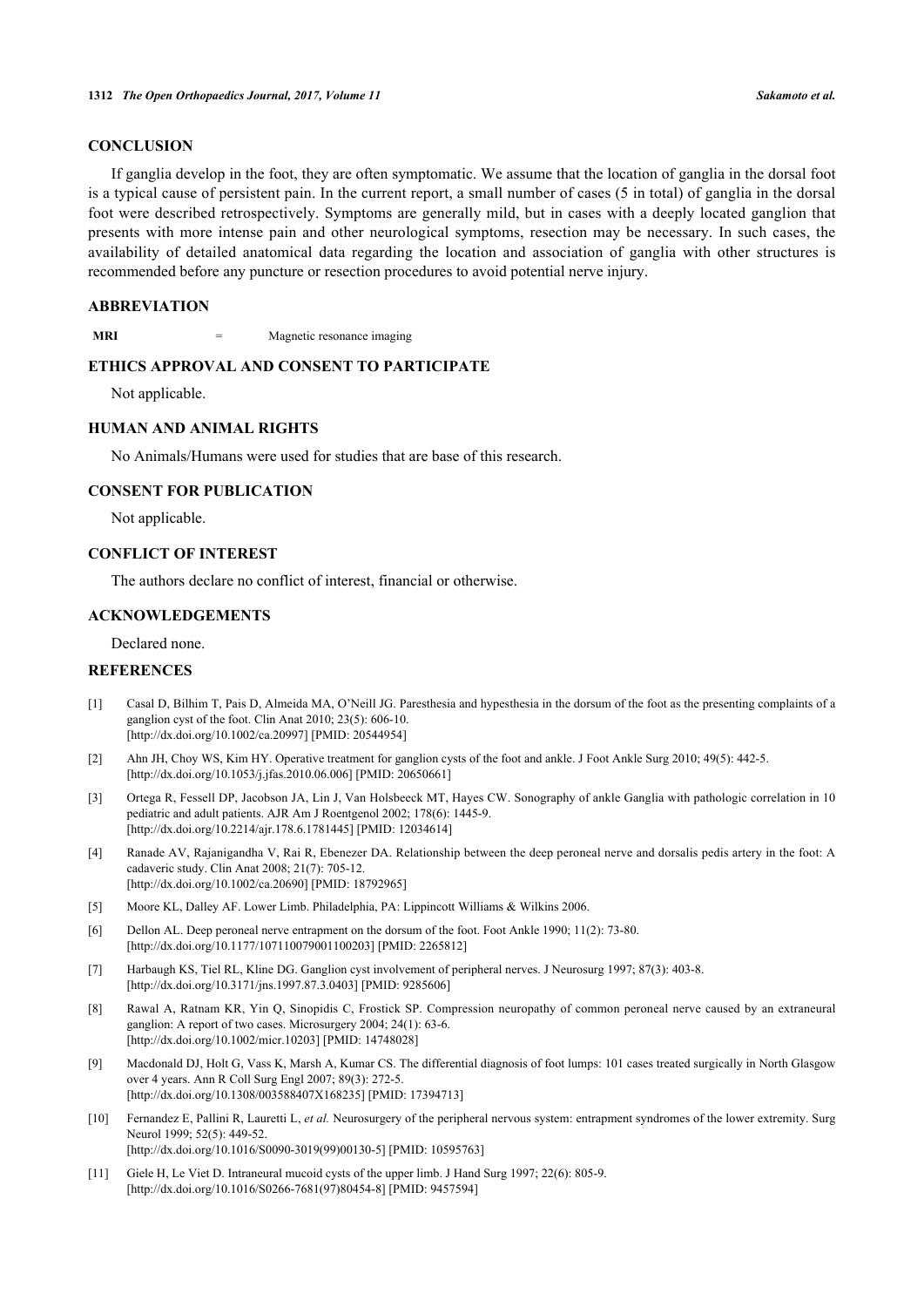## CONCLUSION

If ganglia develop in the foot, they are often symptomatic. We assume that the location of ganglia in the dorsal foot is a typical cause of persistent pain. In the current report, a small number of cases (5 in total) of ganglia in the dorsal foot were described retrospectively. Symptoms are generally mild, but in cases with a deeply located ganglion that presents with more intense pain and other neurological symptoms, resection may be necessary. In such cases, the availability of detailed anatomical data regarding the location and association of ganglia with other structures is recommended before any puncture or resection procedures to avoid potential nerve injury.

## ABBREVIATION

| | | |
|---|---|---|
| **MRI** | = | Magnetic resonance imaging |

## ETHICS APPROVAL AND CONSENT TO PARTICIPATE

Not applicable.

## HUMAN AND ANIMAL RIGHTS

No Animals/Humans were used for studies that are base of this research.

## CONSENT FOR PUBLICATION

Not applicable.

## CONFLICT OF INTEREST

The authors declare no conflict of interest, financial or otherwise.

## ACKNOWLEDGEMENTS

Declared none.

## REFERENCES

[1] Casal D, Bilhim T, Pais D, Almeida MA, O'Neill JG. Paresthesia and hypesthesia in the dorsum of the foot as the presenting complaints of a ganglion cyst of the foot. Clin Anat 2010; 23(5): 606-10. [http://dx.doi.org/10.1002/ca.20997] [PMID: 20544954]

[2] Ahn JH, Choy WS, Kim HY. Operative treatment for ganglion cysts of the foot and ankle. J Foot Ankle Surg 2010; 49(5): 442-5. [http://dx.doi.org/10.1053/j.jfas.2010.06.006] [PMID: 20650661]

[3] Ortega R, Fessell DP, Jacobson JA, Lin J, Van Holsbeeck MT, Hayes CW. Sonography of ankle Ganglia with pathologic correlation in 10 pediatric and adult patients. AJR Am J Roentgenol 2002; 178(6): 1445-9. [http://dx.doi.org/10.2214/ajr.178.6.1781445] [PMID: 12034614]

[4] Ranade AV, Rajanigandha V, Rai R, Ebenezer DA. Relationship between the deep peroneal nerve and dorsalis pedis artery in the foot: A cadaveric study. Clin Anat 2008; 21(7): 705-12. [http://dx.doi.org/10.1002/ca.20690] [PMID: 18792965]

[5] Moore KL, Dalley AF. Lower Limb. Philadelphia, PA: Lippincott Williams & Wilkins 2006.

[6] Dellon AL. Deep peroneal nerve entrapment on the dorsum of the foot. Foot Ankle 1990; 11(2): 73-80. [http://dx.doi.org/10.1177/107110079001100203] [PMID: 2265812]

[7] Harbaugh KS, Tiel RL, Kline DG. Ganglion cyst involvement of peripheral nerves. J Neurosurg 1997; 87(3): 403-8. [http://dx.doi.org/10.3171/jns.1997.87.3.0403] [PMID: 9285606]

[8] Rawal A, Ratnam KR, Yin Q, Sinopidis C, Frostick SP. Compression neuropathy of common peroneal nerve caused by an extraneural ganglion: A report of two cases. Microsurgery 2004; 24(1): 63-6. [http://dx.doi.org/10.1002/micr.10203] [PMID: 14748028]

[9] Macdonald DJ, Holt G, Vass K, Marsh A, Kumar CS. The differential diagnosis of foot lumps: 101 cases treated surgically in North Glasgow over 4 years. Ann R Coll Surg Engl 2007; 89(3): 272-5. [http://dx.doi.org/10.1308/003588407X168235] [PMID: 17394713]

[10] Fernandez E, Pallini R, Lauretti L, *et al.* Neurosurgery of the peripheral nervous system: entrapment syndromes of the lower extremity. Surg Neurol 1999; 52(5): 449-52. [http://dx.doi.org/10.1016/S0090-3019(99)00130-5] [PMID: 10595763]

[11] Giele H, Le Viet D. Intraneural mucoid cysts of the upper limb. J Hand Surg 1997; 22(6): 805-9. [http://dx.doi.org/10.1016/S0266-7681(97)80454-8] [PMID: 9457594]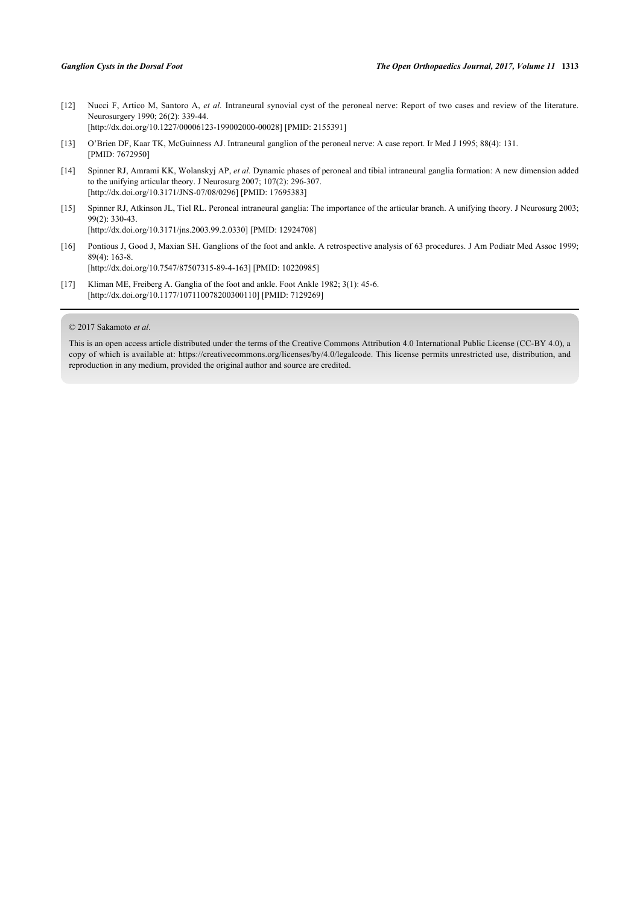[12] Nucci F, Artico M, Santoro A, *et al.* Intraneural synovial cyst of the peroneal nerve: Report of two cases and review of the literature. Neurosurgery 1990; 26(2): 339-44.
[http://dx.doi.org/10.1227/00006123-199002000-00028] [PMID: 2155391]

[13] O'Brien DF, Kaar TK, McGuinness AJ. Intraneural ganglion of the peroneal nerve: A case report. Ir Med J 1995; 88(4): 131.
[PMID: 7672950]

[14] Spinner RJ, Amrami KK, Wolanskyj AP, *et al.* Dynamic phases of peroneal and tibial intraneural ganglia formation: A new dimension added to the unifying articular theory. J Neurosurg 2007; 107(2): 296-307.
[http://dx.doi.org/10.3171/JNS-07/08/0296] [PMID: 17695383]

[15] Spinner RJ, Atkinson JL, Tiel RL. Peroneal intraneural ganglia: The importance of the articular branch. A unifying theory. J Neurosurg 2003; 99(2): 330-43.
[http://dx.doi.org/10.3171/jns.2003.99.2.0330] [PMID: 12924708]

[16] Pontious J, Good J, Maxian SH. Ganglions of the foot and ankle. A retrospective analysis of 63 procedures. J Am Podiatr Med Assoc 1999; 89(4): 163-8.
[http://dx.doi.org/10.7547/87507315-89-4-163] [PMID: 10220985]

[17] Kliman ME, Freiberg A. Ganglia of the foot and ankle. Foot Ankle 1982; 3(1): 45-6.
[http://dx.doi.org/10.1177/107110078200300110] [PMID: 7129269]

© 2017 Sakamoto *et al*.

This is an open access article distributed under the terms of the Creative Commons Attribution 4.0 International Public License (CC-BY 4.0), a copy of which is available at: https://creativecommons.org/licenses/by/4.0/legalcode. This license permits unrestricted use, distribution, and reproduction in any medium, provided the original author and source are credited.